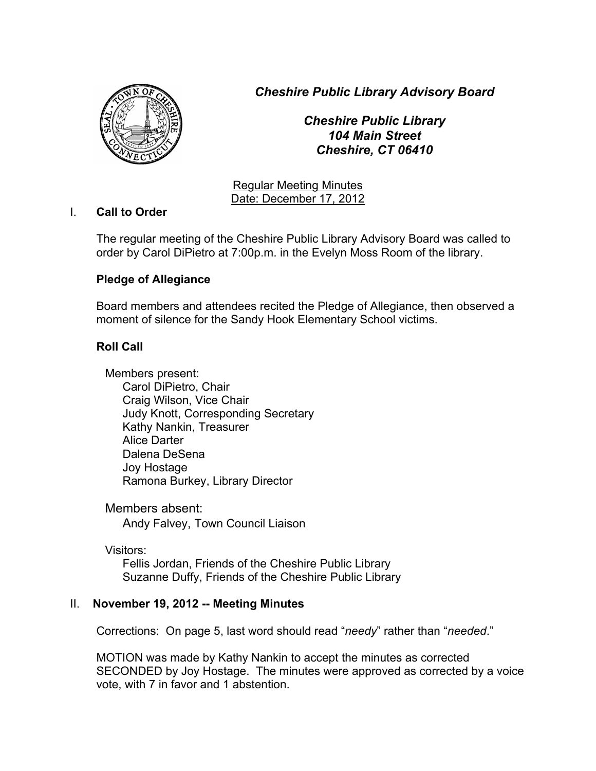# *Cheshire Public Library Advisory Board*

***Cheshire Public Library***
***104 Main Street***
***Cheshire, CT 06410***

Regular Meeting Minutes
Date: December 17, 2012

## I. Call to Order

The regular meeting of the Cheshire Public Library Advisory Board was called to order by Carol DiPietro at 7:00p.m. in the Evelyn Moss Room of the library.

### Pledge of Allegiance

Board members and attendees recited the Pledge of Allegiance, then observed a moment of silence for the Sandy Hook Elementary School victims.

### Roll Call

Members present:
- Carol DiPietro, Chair
- Craig Wilson, Vice Chair
- Judy Knott, Corresponding Secretary
- Kathy Nankin, Treasurer
- Alice Darter
- Dalena DeSena
- Joy Hostage
- Ramona Burkey, Library Director

Members absent:
- Andy Falvey, Town Council Liaison

Visitors:
- Fellis Jordan, Friends of the Cheshire Public Library
- Suzanne Duffy, Friends of the Cheshire Public Library

## II. November 19, 2012 -- Meeting Minutes

Corrections: On page 5, last word should read "*needy*" rather than "*needed*."

MOTION was made by Kathy Nankin to accept the minutes as corrected SECONDED by Joy Hostage. The minutes were approved as corrected by a voice vote, with 7 in favor and 1 abstention.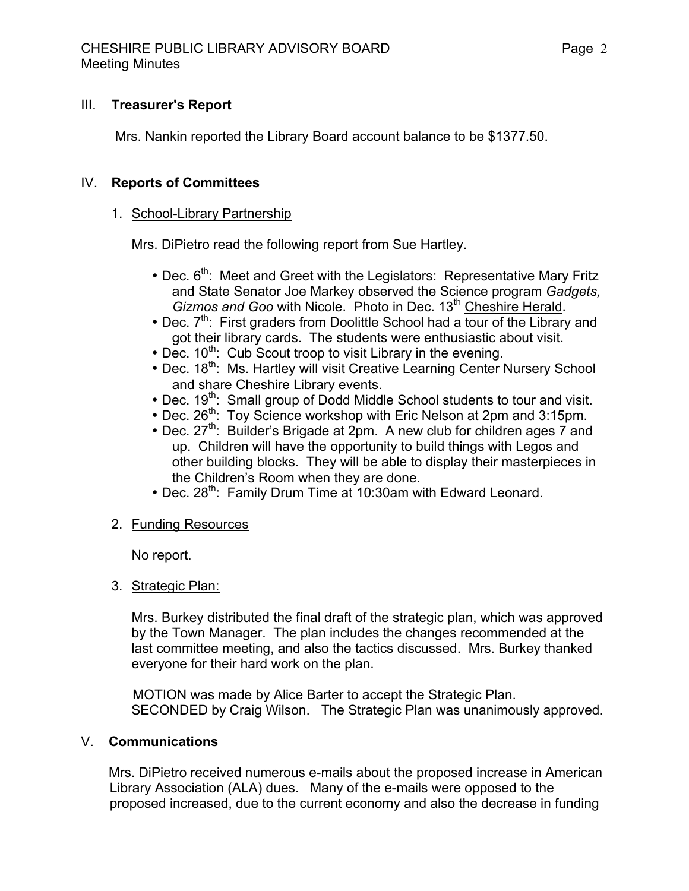## III. **Treasurer's Report**

Mrs. Nankin reported the Library Board account balance to be $1377.50.

## IV. **Reports of Committees**

1. School-Library Partnership

   Mrs. DiPietro read the following report from Sue Hartley.

   - Dec. 6th: Meet and Greet with the Legislators: Representative Mary Fritz and State Senator Joe Markey observed the Science program *Gadgets, Gizmos and Goo* with Nicole. Photo in Dec. 13th Cheshire Herald.
   - Dec. 7th: First graders from Doolittle School had a tour of the Library and got their library cards. The students were enthusiastic about visit.
   - Dec. 10th: Cub Scout troop to visit Library in the evening.
   - Dec. 18th: Ms. Hartley will visit Creative Learning Center Nursery School and share Cheshire Library events.
   - Dec. 19th: Small group of Dodd Middle School students to tour and visit.
   - Dec. 26th: Toy Science workshop with Eric Nelson at 2pm and 3:15pm.
   - Dec. 27th: Builder's Brigade at 2pm. A new club for children ages 7 and up. Children will have the opportunity to build things with Legos and other building blocks. They will be able to display their masterpieces in the Children's Room when they are done.
   - Dec. 28th: Family Drum Time at 10:30am with Edward Leonard.

2. Funding Resources

   No report.

3. Strategic Plan:

   Mrs. Burkey distributed the final draft of the strategic plan, which was approved by the Town Manager. The plan includes the changes recommended at the last committee meeting, and also the tactics discussed. Mrs. Burkey thanked everyone for their hard work on the plan.

   MOTION was made by Alice Barter to accept the Strategic Plan. SECONDED by Craig Wilson. The Strategic Plan was unanimously approved.

## V. **Communications**

Mrs. DiPietro received numerous e-mails about the proposed increase in American Library Association (ALA) dues. Many of the e-mails were opposed to the proposed increased, due to the current economy and also the decrease in funding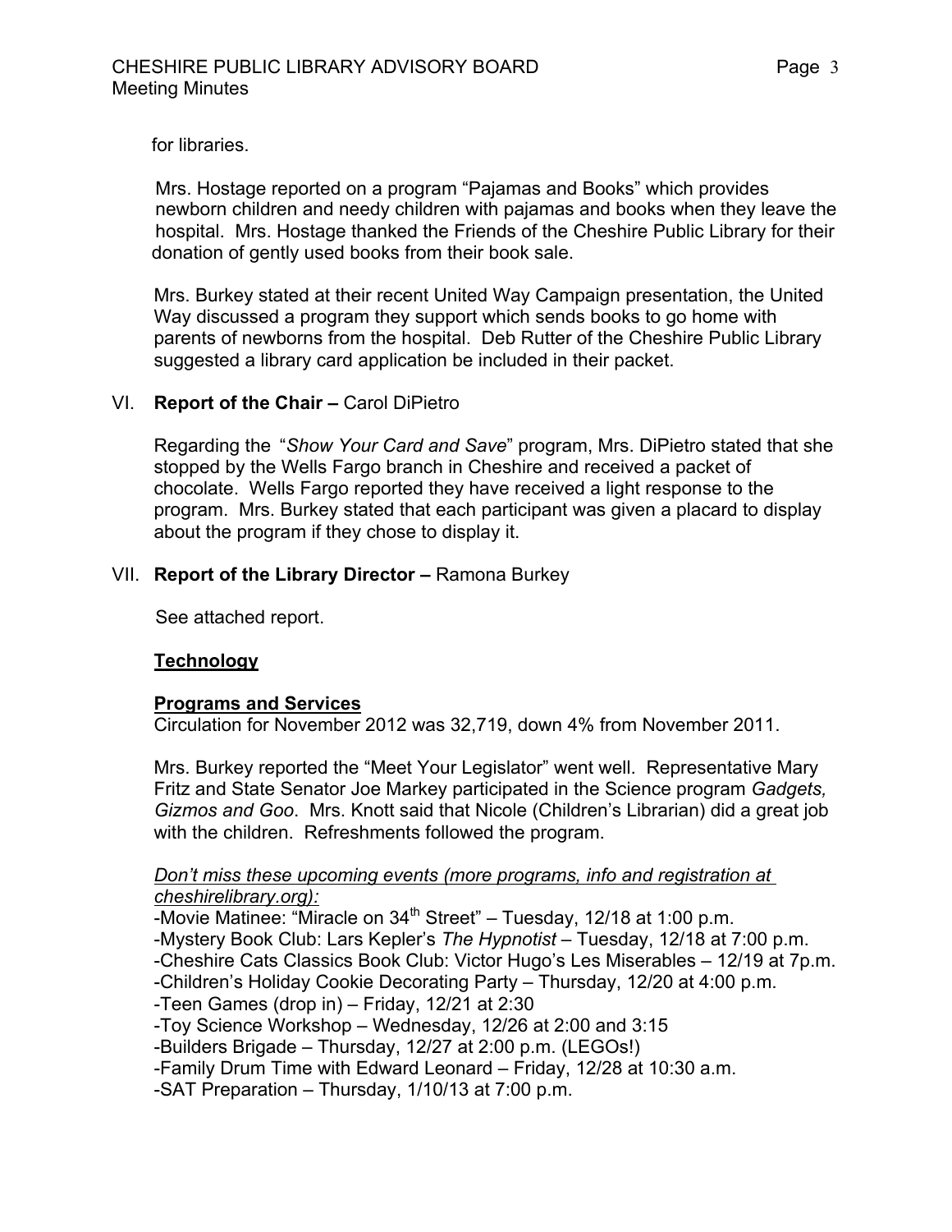for libraries.

Mrs. Hostage reported on a program “Pajamas and Books” which provides newborn children and needy children with pajamas and books when they leave the hospital. Mrs. Hostage thanked the Friends of the Cheshire Public Library for their donation of gently used books from their book sale.

Mrs. Burkey stated at their recent United Way Campaign presentation, the United Way discussed a program they support which sends books to go home with parents of newborns from the hospital. Deb Rutter of the Cheshire Public Library suggested a library card application be included in their packet.

VI. **Report of the Chair –** Carol DiPietro

Regarding the “*Show Your Card and Save*” program, Mrs. DiPietro stated that she stopped by the Wells Fargo branch in Cheshire and received a packet of chocolate. Wells Fargo reported they have received a light response to the program. Mrs. Burkey stated that each participant was given a placard to display about the program if they chose to display it.

VII. **Report of the Library Director –** Ramona Burkey

See attached report.

**<u>Technology</u>**

**<u>Programs and Services</u>**

Circulation for November 2012 was 32,719, down 4% from November 2011.

Mrs. Burkey reported the “Meet Your Legislator” went well. Representative Mary Fritz and State Senator Joe Markey participated in the Science program *Gadgets, Gizmos and Goo*. Mrs. Knott said that Nicole (Children’s Librarian) did a great job with the children. Refreshments followed the program.

*<u>Don’t miss these upcoming events (more programs, info and registration at cheshirelibrary.org):</u>*

-Movie Matinee: “Miracle on 34th Street” – Tuesday, 12/18 at 1:00 p.m.
-Mystery Book Club: Lars Kepler’s *The Hypnotist* – Tuesday, 12/18 at 7:00 p.m.
-Cheshire Cats Classics Book Club: Victor Hugo’s Les Miserables – 12/19 at 7p.m.
-Children’s Holiday Cookie Decorating Party – Thursday, 12/20 at 4:00 p.m.
-Teen Games (drop in) – Friday, 12/21 at 2:30
-Toy Science Workshop – Wednesday, 12/26 at 2:00 and 3:15
-Builders Brigade – Thursday, 12/27 at 2:00 p.m. (LEGOs!)
-Family Drum Time with Edward Leonard – Friday, 12/28 at 10:30 a.m.
-SAT Preparation – Thursday, 1/10/13 at 7:00 p.m.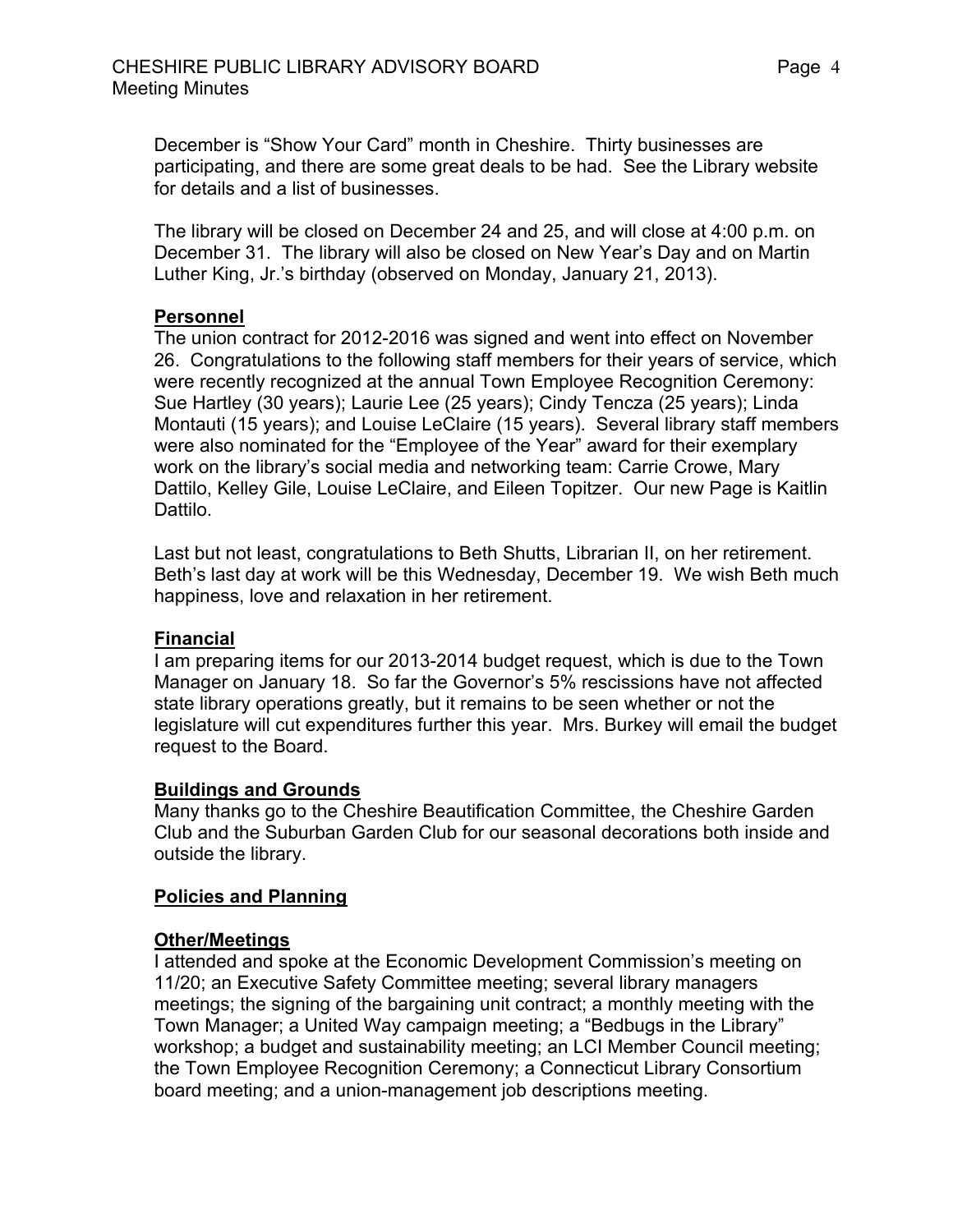December is "Show Your Card" month in Cheshire. Thirty businesses are participating, and there are some great deals to be had. See the Library website for details and a list of businesses.

The library will be closed on December 24 and 25, and will close at 4:00 p.m. on December 31. The library will also be closed on New Year's Day and on Martin Luther King, Jr.'s birthday (observed on Monday, January 21, 2013).

**Personnel**

The union contract for 2012-2016 was signed and went into effect on November 26. Congratulations to the following staff members for their years of service, which were recently recognized at the annual Town Employee Recognition Ceremony: Sue Hartley (30 years); Laurie Lee (25 years); Cindy Tencza (25 years); Linda Montauti (15 years); and Louise LeClaire (15 years). Several library staff members were also nominated for the "Employee of the Year" award for their exemplary work on the library's social media and networking team: Carrie Crowe, Mary Dattilo, Kelley Gile, Louise LeClaire, and Eileen Topitzer. Our new Page is Kaitlin Dattilo.

Last but not least, congratulations to Beth Shutts, Librarian II, on her retirement. Beth's last day at work will be this Wednesday, December 19. We wish Beth much happiness, love and relaxation in her retirement.

**Financial**

I am preparing items for our 2013-2014 budget request, which is due to the Town Manager on January 18. So far the Governor's 5% rescissions have not affected state library operations greatly, but it remains to be seen whether or not the legislature will cut expenditures further this year. Mrs. Burkey will email the budget request to the Board.

**Buildings and Grounds**

Many thanks go to the Cheshire Beautification Committee, the Cheshire Garden Club and the Suburban Garden Club for our seasonal decorations both inside and outside the library.

**Policies and Planning**

**Other/Meetings**

I attended and spoke at the Economic Development Commission's meeting on 11/20; an Executive Safety Committee meeting; several library managers meetings; the signing of the bargaining unit contract; a monthly meeting with the Town Manager; a United Way campaign meeting; a "Bedbugs in the Library" workshop; a budget and sustainability meeting; an LCI Member Council meeting; the Town Employee Recognition Ceremony; a Connecticut Library Consortium board meeting; and a union-management job descriptions meeting.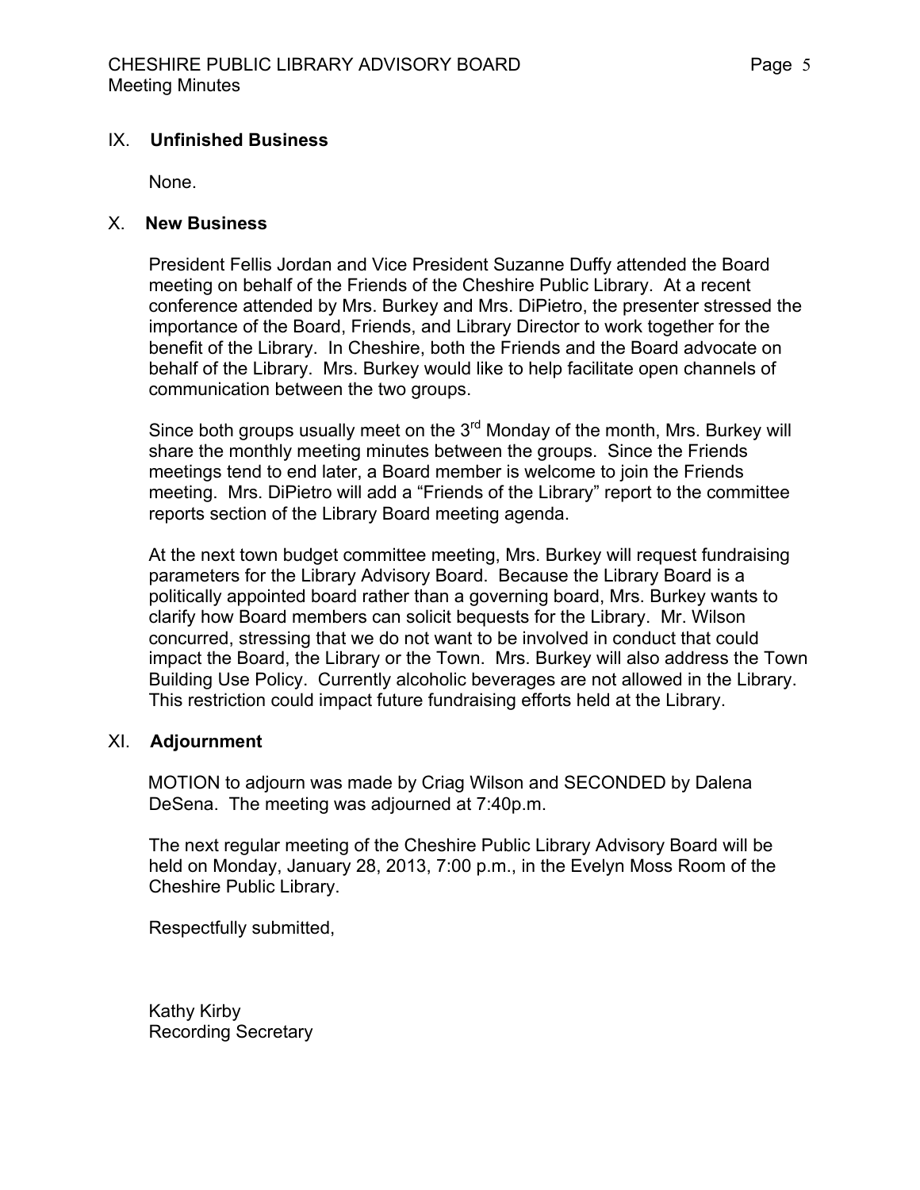## IX. **Unfinished Business**

None.

## X. **New Business**

President Fellis Jordan and Vice President Suzanne Duffy attended the Board meeting on behalf of the Friends of the Cheshire Public Library. At a recent conference attended by Mrs. Burkey and Mrs. DiPietro, the presenter stressed the importance of the Board, Friends, and Library Director to work together for the benefit of the Library. In Cheshire, both the Friends and the Board advocate on behalf of the Library. Mrs. Burkey would like to help facilitate open channels of communication between the two groups.

Since both groups usually meet on the 3rd Monday of the month, Mrs. Burkey will share the monthly meeting minutes between the groups. Since the Friends meetings tend to end later, a Board member is welcome to join the Friends meeting. Mrs. DiPietro will add a "Friends of the Library" report to the committee reports section of the Library Board meeting agenda.

At the next town budget committee meeting, Mrs. Burkey will request fundraising parameters for the Library Advisory Board. Because the Library Board is a politically appointed board rather than a governing board, Mrs. Burkey wants to clarify how Board members can solicit bequests for the Library. Mr. Wilson concurred, stressing that we do not want to be involved in conduct that could impact the Board, the Library or the Town. Mrs. Burkey will also address the Town Building Use Policy. Currently alcoholic beverages are not allowed in the Library. This restriction could impact future fundraising efforts held at the Library.

## XI. **Adjournment**

MOTION to adjourn was made by Criag Wilson and SECONDED by Dalena DeSena. The meeting was adjourned at 7:40p.m.

The next regular meeting of the Cheshire Public Library Advisory Board will be held on Monday, January 28, 2013, 7:00 p.m., in the Evelyn Moss Room of the Cheshire Public Library.

Respectfully submitted,

Kathy Kirby
Recording Secretary